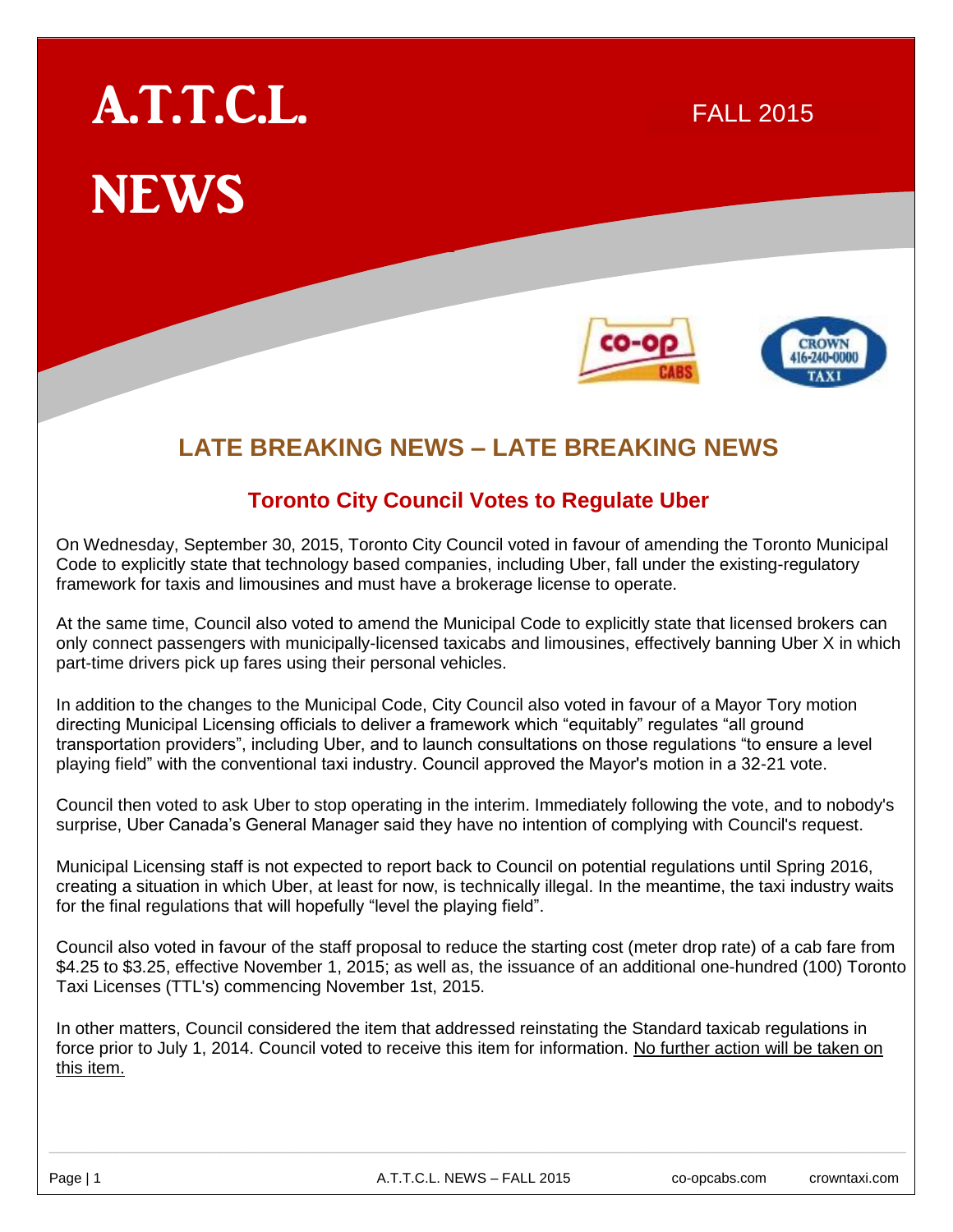# A.T.T.C.L. NEWS

FALL 2015

## LATE BREAKING NEWS – LATE BREAKING NEWS

### Toronto City Council Votes to Regulate Uber

On Wednesday, September 30, 2015, Toronto City Council voted in favour of amending the Toronto Municipal Code to explicitly state that technology based companies, including Uber, fall under the existing-regulatory framework for taxis and limousines and must have a brokerage license to operate.

At the same time, Council also voted to amend the Municipal Code to explicitly state that licensed brokers can only connect passengers with municipally-licensed taxicabs and limousines, effectively banning Uber X in which part-time drivers pick up fares using their personal vehicles.

In addition to the changes to the Municipal Code, City Council also voted in favour of a Mayor Tory motion directing Municipal Licensing officials to deliver a framework which "equitably" regulates "all ground transportation providers", including Uber, and to launch consultations on those regulations "to ensure a level playing field" with the conventional taxi industry. Council approved the Mayor's motion in a 32-21 vote.

Council then voted to ask Uber to stop operating in the interim. Immediately following the vote, and to nobody's surprise, Uber Canada's General Manager said they have no intention of complying with Council's request.

Municipal Licensing staff is not expected to report back to Council on potential regulations until Spring 2016, creating a situation in which Uber, at least for now, is technically illegal. In the meantime, the taxi industry waits for the final regulations that will hopefully "level the playing field".

Council also voted in favour of the staff proposal to reduce the starting cost (meter drop rate) of a cab fare from \$4.25 to \$3.25, effective November 1, 2015; as well as, the issuance of an additional one-hundred (100) Toronto Taxi Licenses (TTL's) commencing November 1st, 2015.

In other matters, Council considered the item that addressed reinstating the Standard taxicab regulations in force prior to July 1, 2014. Council voted to receive this item for information. No further action will be taken on this item.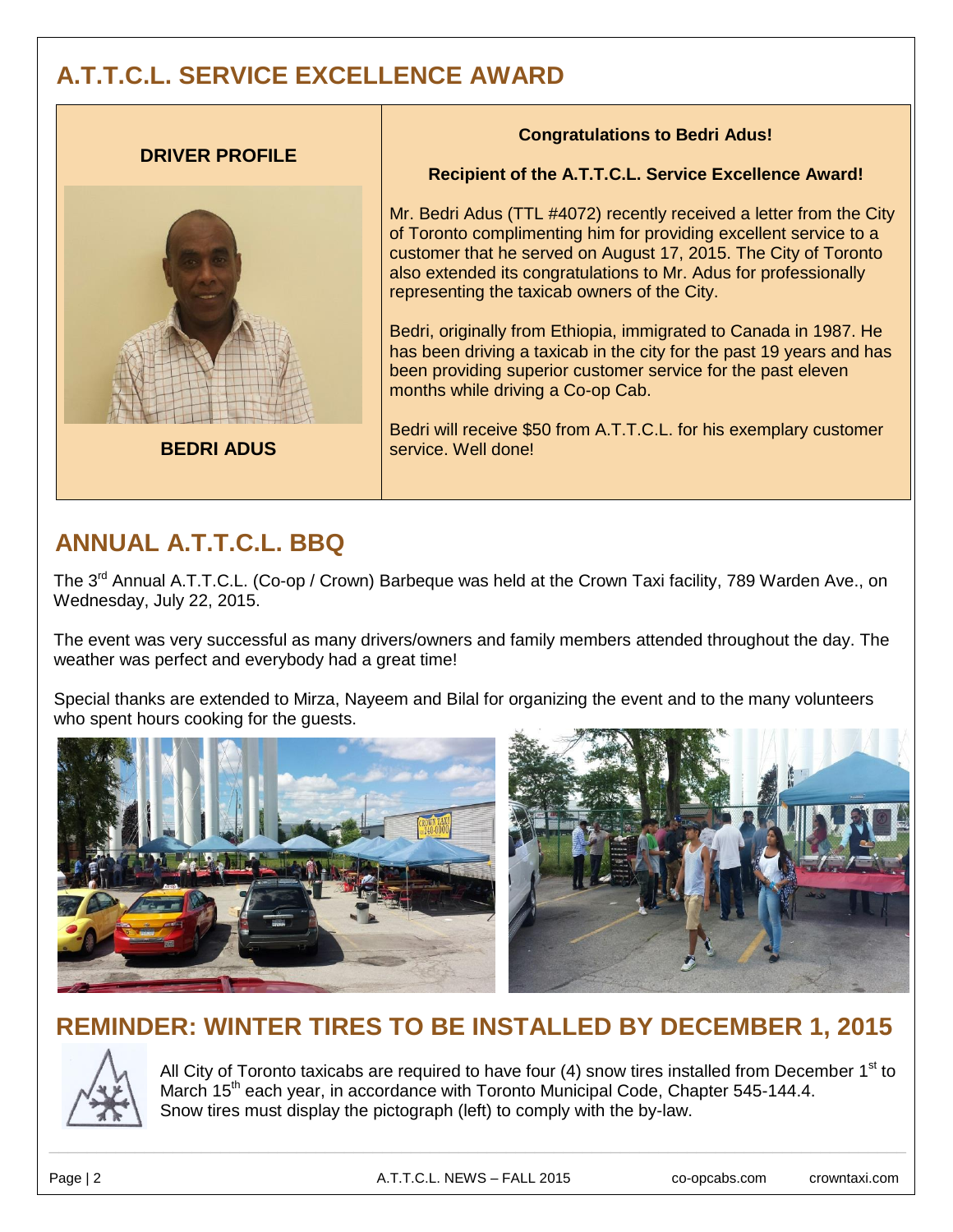## A.T.T.C.L. SERVICE EXCELLENCE AWARD

**DRIVER PROFILE**

**BEDRI ADUS**

**Congratulations to Bedri Adus!**

**Recipient of the A.T.T.C.L. Service Excellence Award!**

Mr. Bedri Adus (TTL #4072) recently received a letter from the City of Toronto complimenting him for providing excellent service to a customer that he served on August 17, 2015. The City of Toronto also extended its congratulations to Mr. Adus for professionally representing the taxicab owners of the City.

Bedri, originally from Ethiopia, immigrated to Canada in 1987. He has been driving a taxicab in the city for the past 19 years and has been providing superior customer service for the past eleven months while driving a Co-op Cab.

Bedri will receive $50 from A.T.T.C.L. for his exemplary customer service. Well done!

## ANNUAL A.T.T.C.L. BBQ

The 3rd Annual A.T.T.C.L. (Co-op / Crown) Barbeque was held at the Crown Taxi facility, 789 Warden Ave., on Wednesday, July 22, 2015.

The event was very successful as many drivers/owners and family members attended throughout the day. The weather was perfect and everybody had a great time!

Special thanks are extended to Mirza, Nayeem and Bilal for organizing the event and to the many volunteers who spent hours cooking for the guests.

## REMINDER: WINTER TIRES TO BE INSTALLED BY DECEMBER 1, 2015

All City of Toronto taxicabs are required to have four (4) snow tires installed from December 1st to March 15th each year, in accordance with Toronto Municipal Code, Chapter 545-144.4. Snow tires must display the pictograph (left) to comply with the by-law.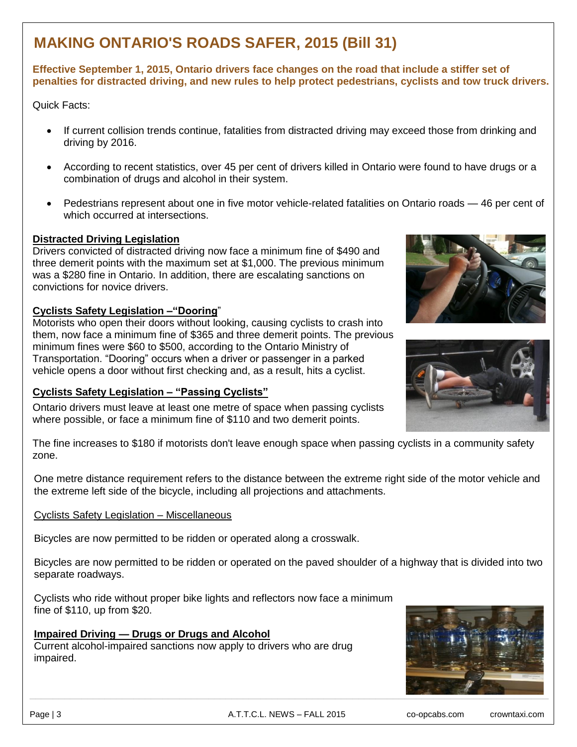# MAKING ONTARIO'S ROADS SAFER, 2015 (Bill 31)

**Effective September 1, 2015, Ontario drivers face changes on the road that include a stiffer set of penalties for distracted driving, and new rules to help protect pedestrians, cyclists and tow truck drivers.**

Quick Facts:

- If current collision trends continue, fatalities from distracted driving may exceed those from drinking and driving by 2016.
- According to recent statistics, over 45 per cent of drivers killed in Ontario were found to have drugs or a combination of drugs and alcohol in their system.
- Pedestrians represent about one in five motor vehicle-related fatalities on Ontario roads — 46 per cent of which occurred at intersections.

**Distracted Driving Legislation**

Drivers convicted of distracted driving now face a minimum fine of $490 and three demerit points with the maximum set at $1,000. The previous minimum was a $280 fine in Ontario. In addition, there are escalating sanctions on convictions for novice drivers.

**Cyclists Safety Legislation –"Dooring"**

Motorists who open their doors without looking, causing cyclists to crash into them, now face a minimum fine of $365 and three demerit points. The previous minimum fines were $60 to $500, according to the Ontario Ministry of Transportation. "Dooring" occurs when a driver or passenger in a parked vehicle opens a door without first checking and, as a result, hits a cyclist.

**Cyclists Safety Legislation – "Passing Cyclists"**

Ontario drivers must leave at least one metre of space when passing cyclists where possible, or face a minimum fine of $110 and two demerit points.

The fine increases to $180 if motorists don't leave enough space when passing cyclists in a community safety zone.

One metre distance requirement refers to the distance between the extreme right side of the motor vehicle and the extreme left side of the bicycle, including all projections and attachments.

Cyclists Safety Legislation – Miscellaneous

Bicycles are now permitted to be ridden or operated along a crosswalk.

Bicycles are now permitted to be ridden or operated on the paved shoulder of a highway that is divided into two separate roadways.

Cyclists who ride without proper bike lights and reflectors now face a minimum fine of $110, up from $20.

**Impaired Driving — Drugs or Drugs and Alcohol**

Current alcohol-impaired sanctions now apply to drivers who are drug impaired.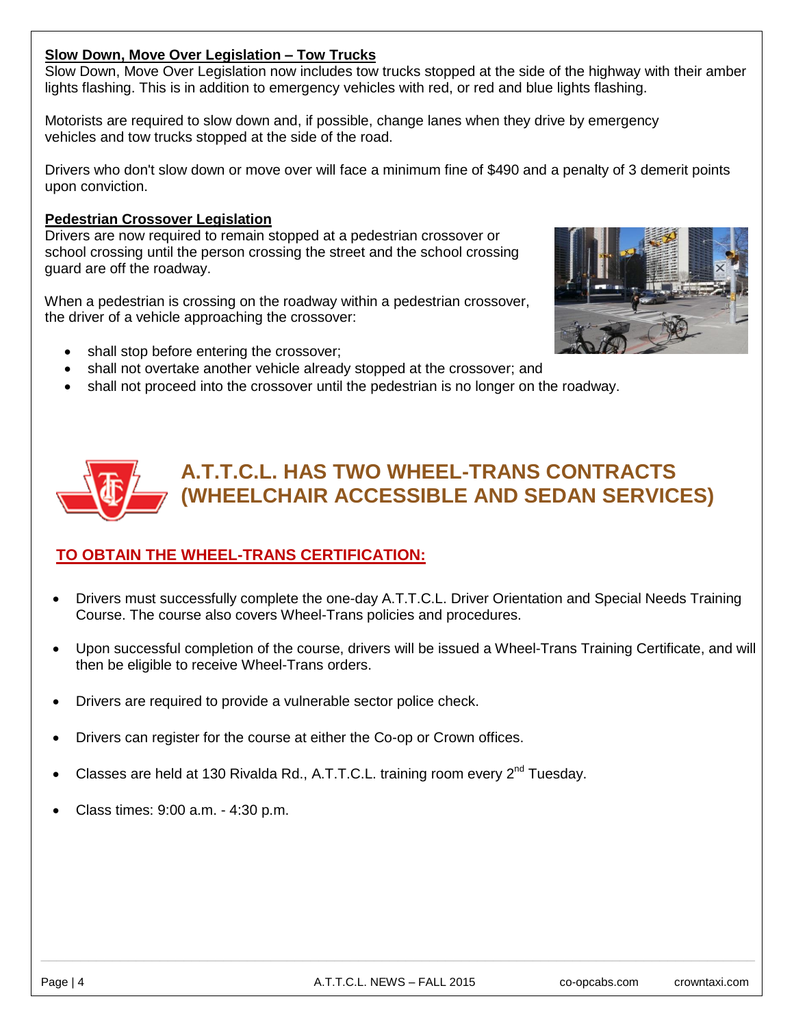**Slow Down, Move Over Legislation – Tow Trucks**

Slow Down, Move Over Legislation now includes tow trucks stopped at the side of the highway with their amber lights flashing. This is in addition to emergency vehicles with red, or red and blue lights flashing.

Motorists are required to slow down and, if possible, change lanes when they drive by emergency vehicles and tow trucks stopped at the side of the road.

Drivers who don't slow down or move over will face a minimum fine of $490 and a penalty of 3 demerit points upon conviction.

**Pedestrian Crossover Legislation**

Drivers are now required to remain stopped at a pedestrian crossover or school crossing until the person crossing the street and the school crossing guard are off the roadway.

When a pedestrian is crossing on the roadway within a pedestrian crossover, the driver of a vehicle approaching the crossover:

- shall stop before entering the crossover;
- shall not overtake another vehicle already stopped at the crossover; and
- shall not proceed into the crossover until the pedestrian is no longer on the roadway.

## A.T.T.C.L. HAS TWO WHEEL-TRANS CONTRACTS (WHEELCHAIR ACCESSIBLE AND SEDAN SERVICES)

### TO OBTAIN THE WHEEL-TRANS CERTIFICATION:

- Drivers must successfully complete the one-day A.T.T.C.L. Driver Orientation and Special Needs Training Course. The course also covers Wheel-Trans policies and procedures.
- Upon successful completion of the course, drivers will be issued a Wheel-Trans Training Certificate, and will then be eligible to receive Wheel-Trans orders.
- Drivers are required to provide a vulnerable sector police check.
- Drivers can register for the course at either the Co-op or Crown offices.
- Classes are held at 130 Rivalda Rd., A.T.T.C.L. training room every 2nd Tuesday.
- Class times: 9:00 a.m. - 4:30 p.m.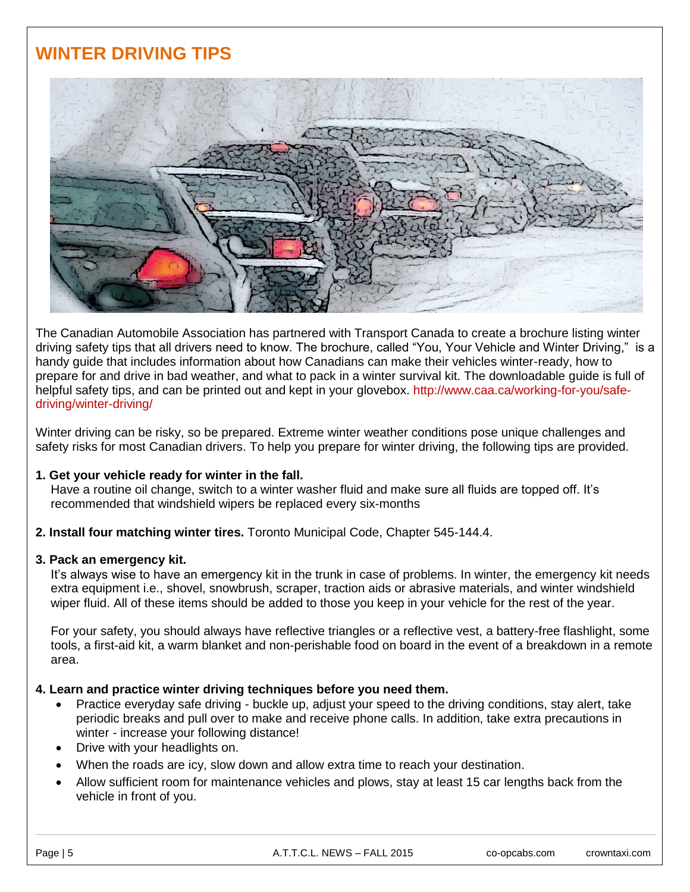# WINTER DRIVING TIPS

The Canadian Automobile Association has partnered with Transport Canada to create a brochure listing winter driving safety tips that all drivers need to know. The brochure, called "You, Your Vehicle and Winter Driving," is a handy guide that includes information about how Canadians can make their vehicles winter-ready, how to prepare for and drive in bad weather, and what to pack in a winter survival kit. The downloadable guide is full of helpful safety tips, and can be printed out and kept in your glovebox. http://www.caa.ca/working-for-you/safe-driving/winter-driving/

Winter driving can be risky, so be prepared. Extreme winter weather conditions pose unique challenges and safety risks for most Canadian drivers. To help you prepare for winter driving, the following tips are provided.

**1. Get your vehicle ready for winter in the fall.**

Have a routine oil change, switch to a winter washer fluid and make sure all fluids are topped off. It's recommended that windshield wipers be replaced every six-months

**2. Install four matching winter tires.** Toronto Municipal Code, Chapter 545-144.4.

**3. Pack an emergency kit.**

It's always wise to have an emergency kit in the trunk in case of problems. In winter, the emergency kit needs extra equipment i.e., shovel, snowbrush, scraper, traction aids or abrasive materials, and winter windshield wiper fluid. All of these items should be added to those you keep in your vehicle for the rest of the year.

For your safety, you should always have reflective triangles or a reflective vest, a battery-free flashlight, some tools, a first-aid kit, a warm blanket and non-perishable food on board in the event of a breakdown in a remote area.

**4. Learn and practice winter driving techniques before you need them.**

- Practice everyday safe driving - buckle up, adjust your speed to the driving conditions, stay alert, take periodic breaks and pull over to make and receive phone calls. In addition, take extra precautions in winter - increase your following distance!
- Drive with your headlights on.
- When the roads are icy, slow down and allow extra time to reach your destination.
- Allow sufficient room for maintenance vehicles and plows, stay at least 15 car lengths back from the vehicle in front of you.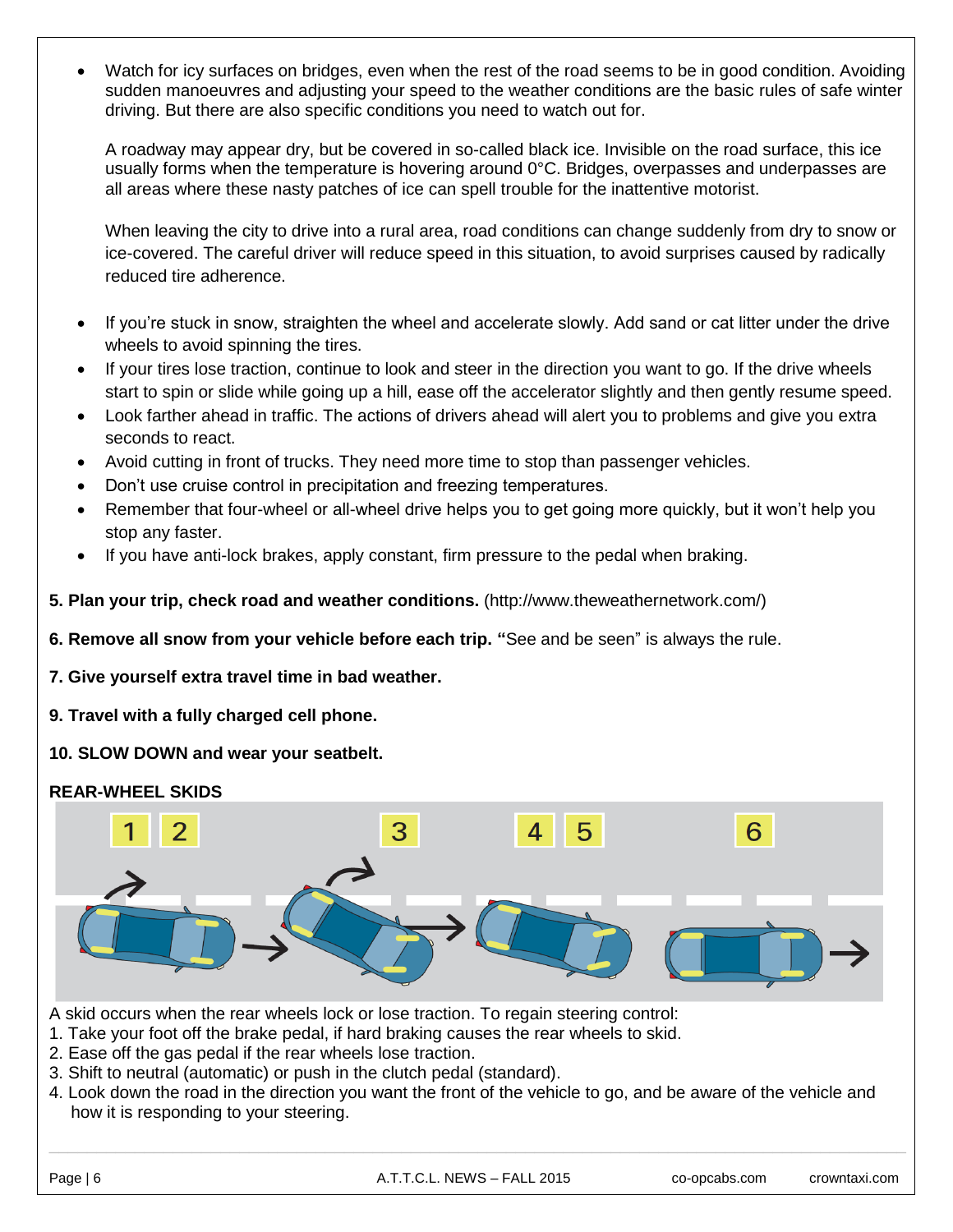- Watch for icy surfaces on bridges, even when the rest of the road seems to be in good condition. Avoiding sudden manoeuvres and adjusting your speed to the weather conditions are the basic rules of safe winter driving. But there are also specific conditions you need to watch out for.

  A roadway may appear dry, but be covered in so-called black ice. Invisible on the road surface, this ice usually forms when the temperature is hovering around 0°C. Bridges, overpasses and underpasses are all areas where these nasty patches of ice can spell trouble for the inattentive motorist.

  When leaving the city to drive into a rural area, road conditions can change suddenly from dry to snow or ice-covered. The careful driver will reduce speed in this situation, to avoid surprises caused by radically reduced tire adherence.

- If you're stuck in snow, straighten the wheel and accelerate slowly. Add sand or cat litter under the drive wheels to avoid spinning the tires.
- If your tires lose traction, continue to look and steer in the direction you want to go. If the drive wheels start to spin or slide while going up a hill, ease off the accelerator slightly and then gently resume speed.
- Look farther ahead in traffic. The actions of drivers ahead will alert you to problems and give you extra seconds to react.
- Avoid cutting in front of trucks. They need more time to stop than passenger vehicles.
- Don't use cruise control in precipitation and freezing temperatures.
- Remember that four-wheel or all-wheel drive helps you to get going more quickly, but it won't help you stop any faster.
- If you have anti-lock brakes, apply constant, firm pressure to the pedal when braking.

**5. Plan your trip, check road and weather conditions.** (http://www.theweathernetwork.com/)

**6. Remove all snow from your vehicle before each trip. "**See and be seen" is always the rule.

**7. Give yourself extra travel time in bad weather.**

**9. Travel with a fully charged cell phone.**

**10. SLOW DOWN and wear your seatbelt.**

**REAR-WHEEL SKIDS**

A skid occurs when the rear wheels lock or lose traction. To regain steering control:
1. Take your foot off the brake pedal, if hard braking causes the rear wheels to skid.
2. Ease off the gas pedal if the rear wheels lose traction.
3. Shift to neutral (automatic) or push in the clutch pedal (standard).
4. Look down the road in the direction you want the front of the vehicle to go, and be aware of the vehicle and how it is responding to your steering.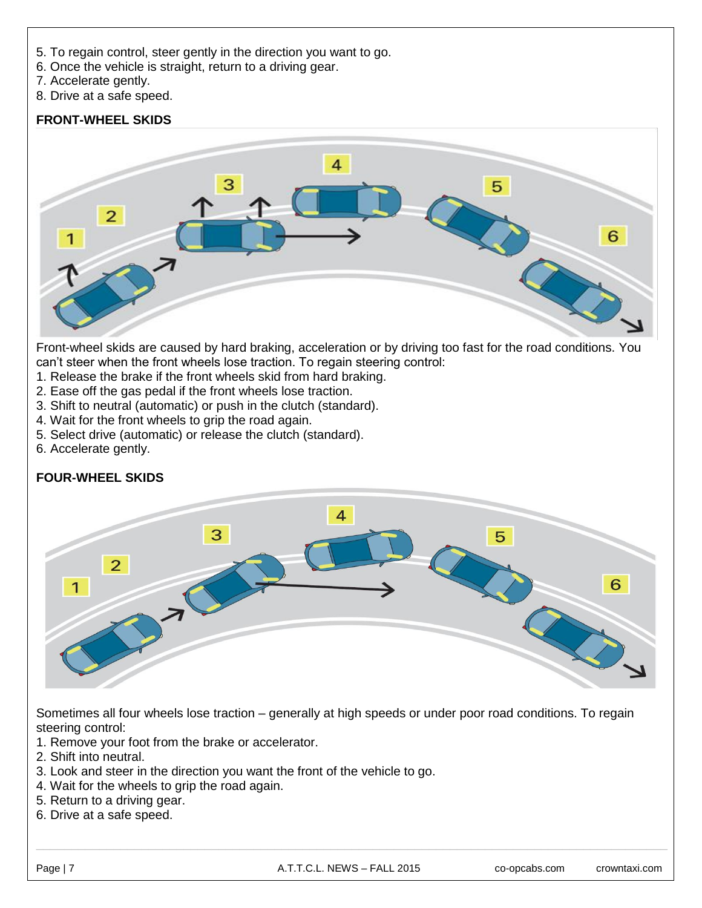5. To regain control, steer gently in the direction you want to go.
6. Once the vehicle is straight, return to a driving gear.
7. Accelerate gently.
8. Drive at a safe speed.

**FRONT-WHEEL SKIDS**

Front-wheel skids are caused by hard braking, acceleration or by driving too fast for the road conditions. You can't steer when the front wheels lose traction. To regain steering control:

1. Release the brake if the front wheels skid from hard braking.
2. Ease off the gas pedal if the front wheels lose traction.
3. Shift to neutral (automatic) or push in the clutch (standard).
4. Wait for the front wheels to grip the road again.
5. Select drive (automatic) or release the clutch (standard).
6. Accelerate gently.

**FOUR-WHEEL SKIDS**

Sometimes all four wheels lose traction – generally at high speeds or under poor road conditions. To regain steering control:

1. Remove your foot from the brake or accelerator.
2. Shift into neutral.
3. Look and steer in the direction you want the front of the vehicle to go.
4. Wait for the wheels to grip the road again.
5. Return to a driving gear.
6. Drive at a safe speed.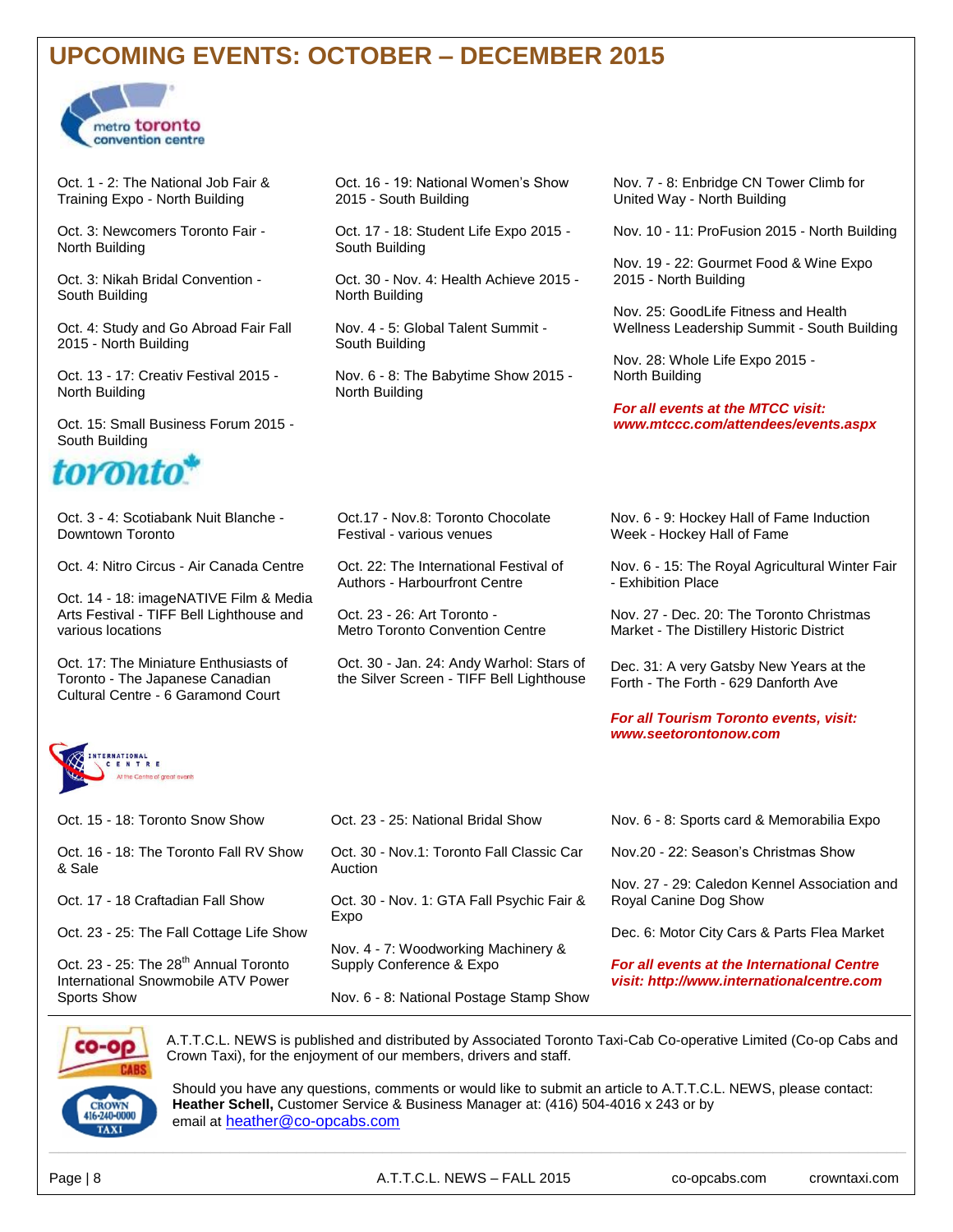# UPCOMING EVENTS: OCTOBER – DECEMBER 2015

## metro toronto convention centre

Oct. 1 - 2: The National Job Fair & Training Expo - North Building

Oct. 3: Newcomers Toronto Fair - North Building

Oct. 3: Nikah Bridal Convention - South Building

Oct. 4: Study and Go Abroad Fair Fall 2015 - North Building

Oct. 13 - 17: Creativ Festival 2015 - North Building

Oct. 15: Small Business Forum 2015 - South Building

Oct. 16 - 19: National Women's Show 2015 - South Building

Oct. 17 - 18: Student Life Expo 2015 - South Building

Oct. 30 - Nov. 4: Health Achieve 2015 - North Building

Nov. 4 - 5: Global Talent Summit - South Building

Nov. 6 - 8: The Babytime Show 2015 - North Building

Nov. 7 - 8: Enbridge CN Tower Climb for United Way - North Building

Nov. 10 - 11: ProFusion 2015 - North Building

Nov. 19 - 22: Gourmet Food & Wine Expo 2015 - North Building

Nov. 25: GoodLife Fitness and Health Wellness Leadership Summit - South Building

Nov. 28: Whole Life Expo 2015 - North Building

***For all events at the MTCC visit: www.mtccc.com/attendees/events.aspx***

## toronto

Oct. 3 - 4: Scotiabank Nuit Blanche - Downtown Toronto

Oct. 4: Nitro Circus - Air Canada Centre

Oct. 14 - 18: imageNATIVE Film & Media Arts Festival - TIFF Bell Lighthouse and various locations

Oct. 17: The Miniature Enthusiasts of Toronto - The Japanese Canadian Cultural Centre - 6 Garamond Court

Oct.17 - Nov.8: Toronto Chocolate Festival - various venues

Oct. 22: The International Festival of Authors - Harbourfront Centre

Oct. 23 - 26: Art Toronto - Metro Toronto Convention Centre

Oct. 30 - Jan. 24: Andy Warhol: Stars of the Silver Screen - TIFF Bell Lighthouse

Nov. 6 - 9: Hockey Hall of Fame Induction Week - Hockey Hall of Fame

Nov. 6 - 15: The Royal Agricultural Winter Fair - Exhibition Place

Nov. 27 - Dec. 20: The Toronto Christmas Market - The Distillery Historic District

Dec. 31: A very Gatsby New Years at the Forth - The Forth - 629 Danforth Ave

***For all Tourism Toronto events, visit: www.seetorontonow.com***

## INTERNATIONAL CENTRE

At the Centre of great events

Oct. 15 - 18: Toronto Snow Show

Oct. 16 - 18: The Toronto Fall RV Show & Sale

Oct. 17 - 18 Craftadian Fall Show

Oct. 23 - 25: The Fall Cottage Life Show

Oct. 23 - 25: The 28th Annual Toronto International Snowmobile ATV Power Sports Show

Oct. 23 - 25: National Bridal Show

Oct. 30 - Nov.1: Toronto Fall Classic Car Auction

Oct. 30 - Nov. 1: GTA Fall Psychic Fair & Expo

Nov. 4 - 7: Woodworking Machinery & Supply Conference & Expo

Nov. 6 - 8: National Postage Stamp Show

Nov. 6 - 8: Sports card & Memorabilia Expo

Nov.20 - 22: Season's Christmas Show

Nov. 27 - 29: Caledon Kennel Association and Royal Canine Dog Show

Dec. 6: Motor City Cars & Parts Flea Market

***For all events at the International Centre visit: http://www.internationalcentre.com***

---

A.T.T.C.L. NEWS is published and distributed by Associated Toronto Taxi-Cab Co-operative Limited (Co-op Cabs and Crown Taxi), for the enjoyment of our members, drivers and staff.

Should you have any questions, comments or would like to submit an article to A.T.T.C.L. NEWS, please contact: **Heather Schell,** Customer Service & Business Manager at: (416) 504-4016 x 243 or by email at heather@co-opcabs.com